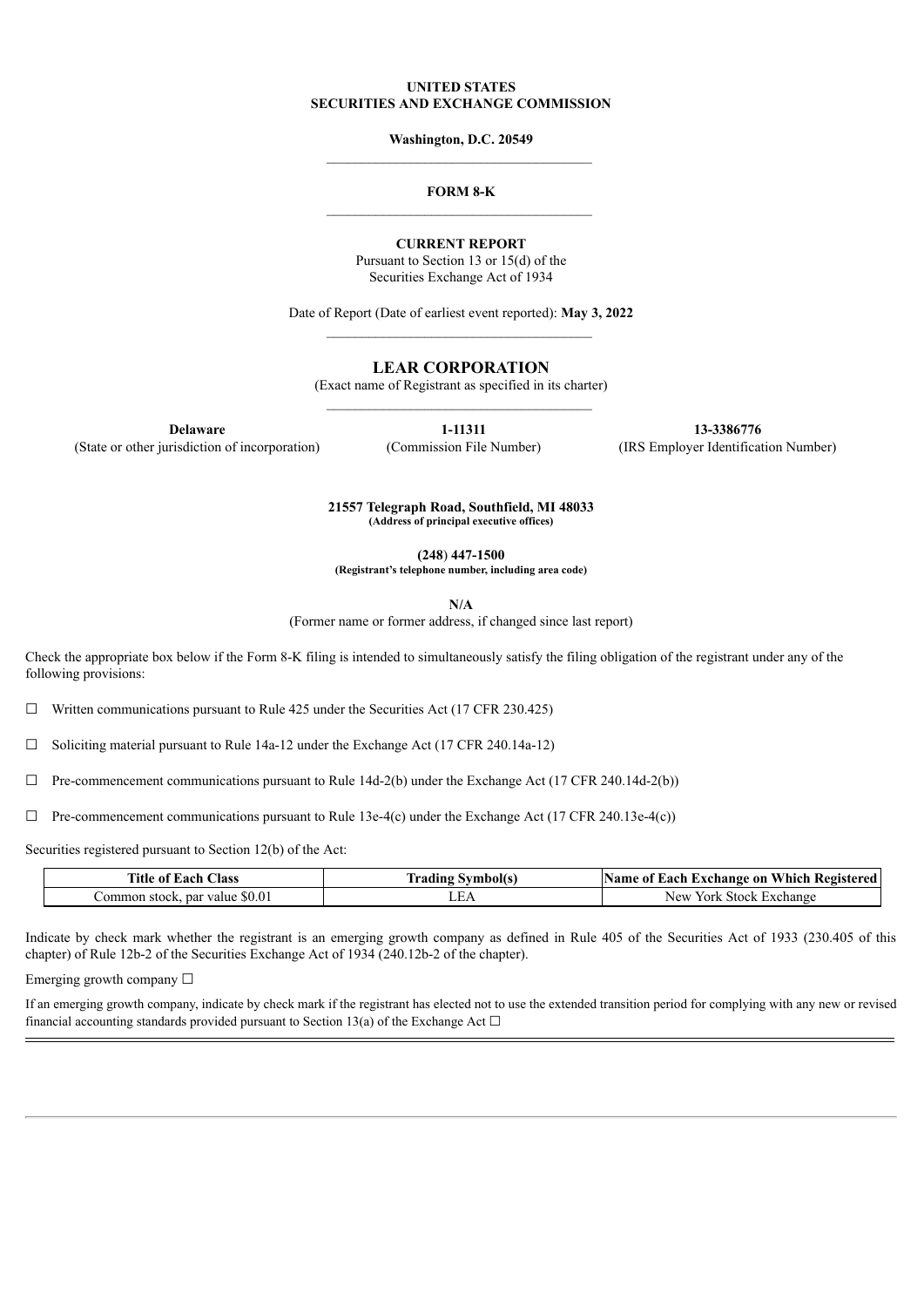**UNITED STATES**
**SECURITIES AND EXCHANGE COMMISSION**

**Washington, D.C. 20549**

---

**FORM 8-K**

---

**CURRENT REPORT**

Pursuant to Section 13 or 15(d) of the
Securities Exchange Act of 1934

Date of Report (Date of earliest event reported): **May 3, 2022**

---

## LEAR CORPORATION

(Exact name of Registrant as specified in its charter)

---

| | | |
|---|---|---|
| **Delaware** | **1-11311** | **13-3386776** |
| (State or other jurisdiction of incorporation) | (Commission File Number) | (IRS Employer Identification Number) |

**21557 Telegraph Road, Southfield, MI 48033**
**(Address of principal executive offices)**

**(248) 447-1500**
**(Registrant's telephone number, including area code)**

**N/A**
(Former name or former address, if changed since last report)

Check the appropriate box below if the Form 8-K filing is intended to simultaneously satisfy the filing obligation of the registrant under any of the following provisions:

☐ Written communications pursuant to Rule 425 under the Securities Act (17 CFR 230.425)

☐ Soliciting material pursuant to Rule 14a-12 under the Exchange Act (17 CFR 240.14a-12)

☐ Pre-commencement communications pursuant to Rule 14d-2(b) under the Exchange Act (17 CFR 240.14d-2(b))

☐ Pre-commencement communications pursuant to Rule 13e-4(c) under the Exchange Act (17 CFR 240.13e-4(c))

Securities registered pursuant to Section 12(b) of the Act:

| Title of Each Class | Trading Symbol(s) | Name of Each Exchange on Which Registered |
|---|---|---|
| Common stock, par value $0.01 | LEA | New York Stock Exchange |

Indicate by check mark whether the registrant is an emerging growth company as defined in Rule 405 of the Securities Act of 1933 (230.405 of this chapter) of Rule 12b-2 of the Securities Exchange Act of 1934 (240.12b-2 of the chapter).

Emerging growth company ☐

If an emerging growth company, indicate by check mark if the registrant has elected not to use the extended transition period for complying with any new or revised financial accounting standards provided pursuant to Section 13(a) of the Exchange Act ☐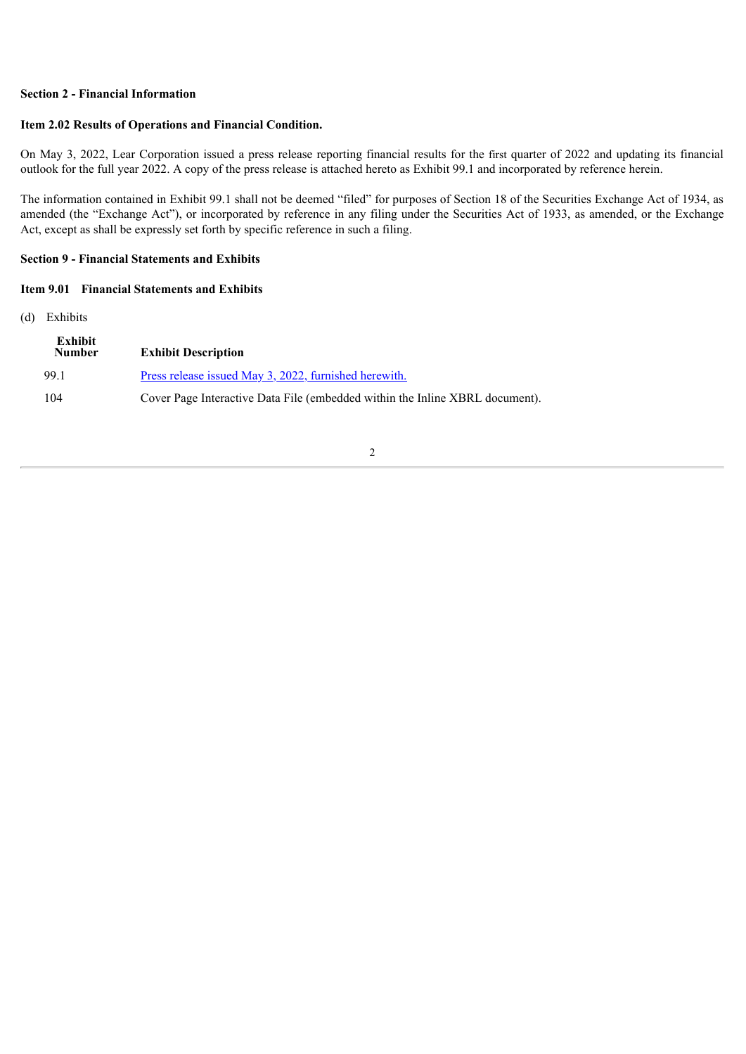**Section 2 - Financial Information**

**Item 2.02 Results of Operations and Financial Condition.**

On May 3, 2022, Lear Corporation issued a press release reporting financial results for the first quarter of 2022 and updating its financial outlook for the full year 2022. A copy of the press release is attached hereto as Exhibit 99.1 and incorporated by reference herein.

The information contained in Exhibit 99.1 shall not be deemed "filed" for purposes of Section 18 of the Securities Exchange Act of 1934, as amended (the "Exchange Act"), or incorporated by reference in any filing under the Securities Act of 1933, as amended, or the Exchange Act, except as shall be expressly set forth by specific reference in such a filing.

**Section 9 - Financial Statements and Exhibits**

**Item 9.01 Financial Statements and Exhibits**

(d) Exhibits

| Exhibit Number | Exhibit Description |
|---|---|
| 99.1 | Press release issued May 3, 2022, furnished herewith. |
| 104 | Cover Page Interactive Data File (embedded within the Inline XBRL document). |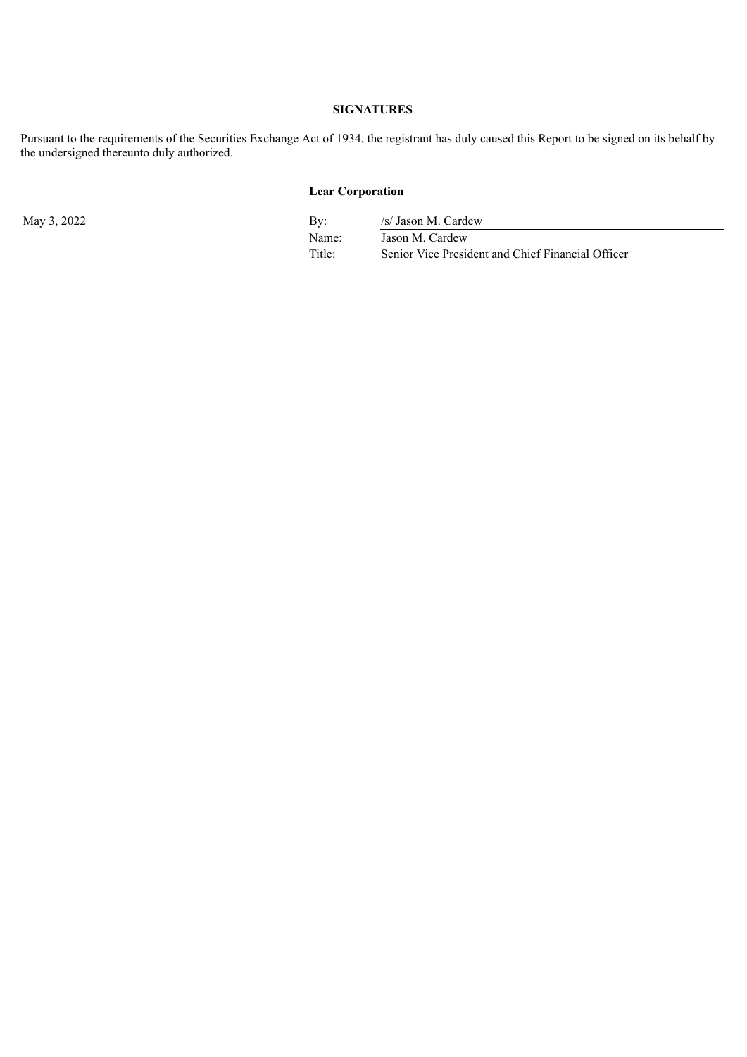**SIGNATURES**

Pursuant to the requirements of the Securities Exchange Act of 1934, the registrant has duly caused this Report to be signed on its behalf by the undersigned thereunto duly authorized.

**Lear Corporation**

| | | |
|---|---|---|
| May 3, 2022 | By: | /s/ Jason M. Cardew |
| | Name: | Jason M. Cardew |
| | Title: | Senior Vice President and Chief Financial Officer |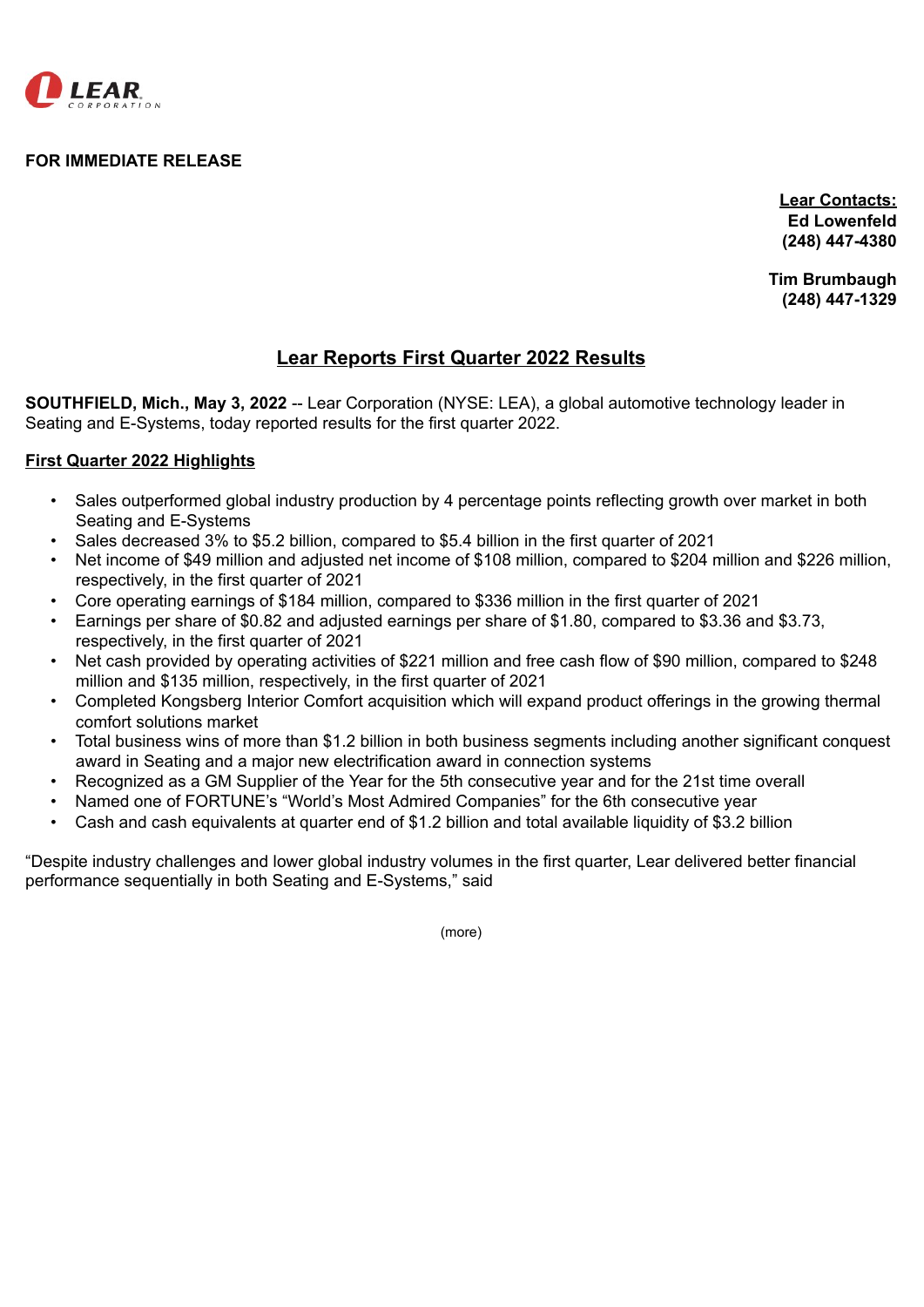LEAR CORPORATION

**FOR IMMEDIATE RELEASE**

**Lear Contacts:**
**Ed Lowenfeld**
**(248) 447-4380**

**Tim Brumbaugh**
**(248) 447-1329**

# Lear Reports First Quarter 2022 Results

**SOUTHFIELD, Mich., May 3, 2022** -- Lear Corporation (NYSE: LEA), a global automotive technology leader in Seating and E-Systems, today reported results for the first quarter 2022.

## First Quarter 2022 Highlights

- Sales outperformed global industry production by 4 percentage points reflecting growth over market in both Seating and E-Systems
- Sales decreased 3% to $5.2 billion, compared to $5.4 billion in the first quarter of 2021
- Net income of $49 million and adjusted net income of $108 million, compared to $204 million and $226 million, respectively, in the first quarter of 2021
- Core operating earnings of $184 million, compared to $336 million in the first quarter of 2021
- Earnings per share of $0.82 and adjusted earnings per share of $1.80, compared to $3.36 and $3.73, respectively, in the first quarter of 2021
- Net cash provided by operating activities of $221 million and free cash flow of $90 million, compared to $248 million and $135 million, respectively, in the first quarter of 2021
- Completed Kongsberg Interior Comfort acquisition which will expand product offerings in the growing thermal comfort solutions market
- Total business wins of more than $1.2 billion in both business segments including another significant conquest award in Seating and a major new electrification award in connection systems
- Recognized as a GM Supplier of the Year for the 5th consecutive year and for the 21st time overall
- Named one of FORTUNE's "World's Most Admired Companies" for the 6th consecutive year
- Cash and cash equivalents at quarter end of $1.2 billion and total available liquidity of $3.2 billion

"Despite industry challenges and lower global industry volumes in the first quarter, Lear delivered better financial performance sequentially in both Seating and E-Systems," said

(more)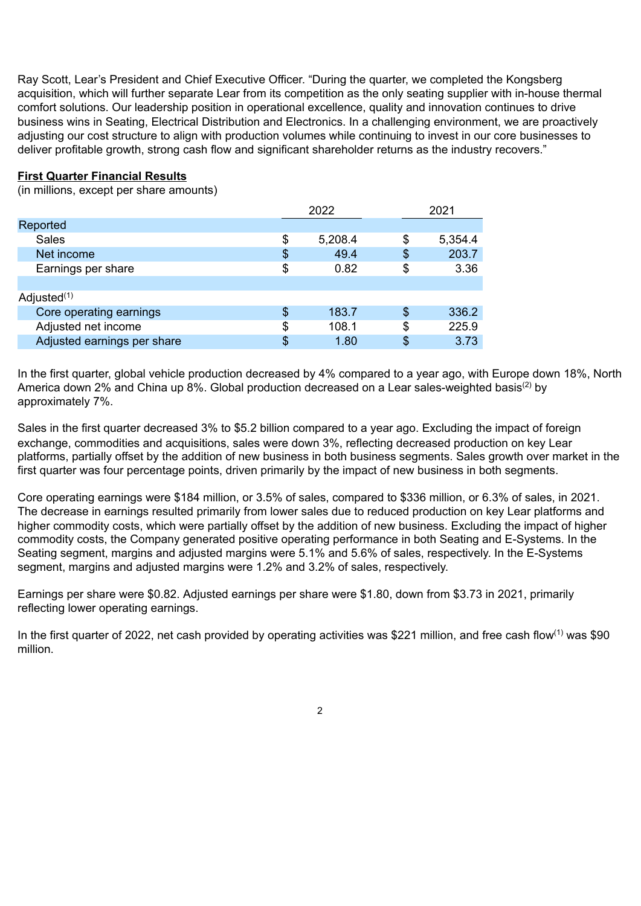Ray Scott, Lear's President and Chief Executive Officer. "During the quarter, we completed the Kongsberg acquisition, which will further separate Lear from its competition as the only seating supplier with in-house thermal comfort solutions. Our leadership position in operational excellence, quality and innovation continues to drive business wins in Seating, Electrical Distribution and Electronics. In a challenging environment, we are proactively adjusting our cost structure to align with production volumes while continuing to invest in our core businesses to deliver profitable growth, strong cash flow and significant shareholder returns as the industry recovers."

**First Quarter Financial Results**

(in millions, except per share amounts)

| | 2022 | 2021 |
|---|---|---|
| Reported | | |
| Sales | $ 5,208.4 | $ 5,354.4 |
| Net income | $ 49.4 | $ 203.7 |
| Earnings per share | $ 0.82 | $ 3.36 |
| | | |
| Adjusted[1] | | |
| Core operating earnings | $ 183.7 | $ 336.2 |
| Adjusted net income | $ 108.1 | $ 225.9 |
| Adjusted earnings per share | $ 1.80 | $ 3.73 |

In the first quarter, global vehicle production decreased by 4% compared to a year ago, with Europe down 18%, North America down 2% and China up 8%. Global production decreased on a Lear sales-weighted basis[2] by approximately 7%.

Sales in the first quarter decreased 3% to $5.2 billion compared to a year ago. Excluding the impact of foreign exchange, commodities and acquisitions, sales were down 3%, reflecting decreased production on key Lear platforms, partially offset by the addition of new business in both business segments. Sales growth over market in the first quarter was four percentage points, driven primarily by the impact of new business in both segments.

Core operating earnings were $184 million, or 3.5% of sales, compared to $336 million, or 6.3% of sales, in 2021. The decrease in earnings resulted primarily from lower sales due to reduced production on key Lear platforms and higher commodity costs, which were partially offset by the addition of new business. Excluding the impact of higher commodity costs, the Company generated positive operating performance in both Seating and E-Systems. In the Seating segment, margins and adjusted margins were 5.1% and 5.6% of sales, respectively. In the E-Systems segment, margins and adjusted margins were 1.2% and 3.2% of sales, respectively.

Earnings per share were $0.82. Adjusted earnings per share were $1.80, down from $3.73 in 2021, primarily reflecting lower operating earnings.

In the first quarter of 2022, net cash provided by operating activities was $221 million, and free cash flow[1] was $90 million.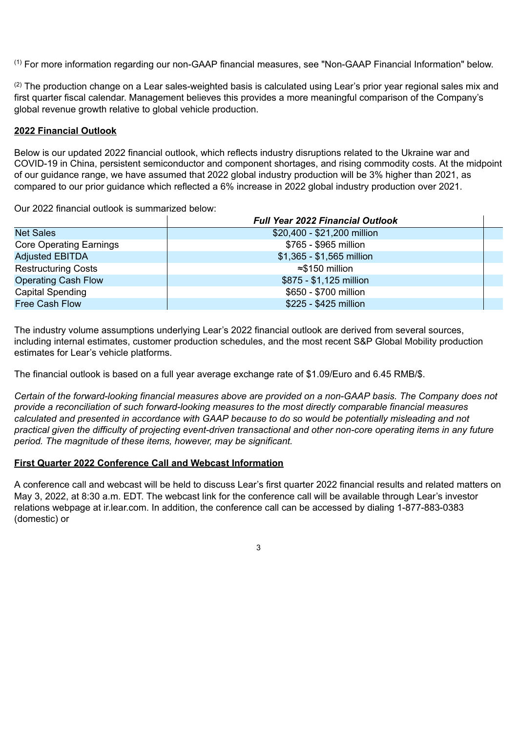[1] For more information regarding our non-GAAP financial measures, see "Non-GAAP Financial Information" below.

[2] The production change on a Lear sales-weighted basis is calculated using Lear's prior year regional sales mix and first quarter fiscal calendar. Management believes this provides a more meaningful comparison of the Company's global revenue growth relative to global vehicle production.

**2022 Financial Outlook**

Below is our updated 2022 financial outlook, which reflects industry disruptions related to the Ukraine war and COVID-19 in China, persistent semiconductor and component shortages, and rising commodity costs. At the midpoint of our guidance range, we have assumed that 2022 global industry production will be 3% higher than 2021, as compared to our prior guidance which reflected a 6% increase in 2022 global industry production over 2021.

Our 2022 financial outlook is summarized below:

| | ***Full Year 2022 Financial Outlook*** |
|---|---|
| Net Sales | $20,400 - $21,200 million |
| Core Operating Earnings | $765 - $965 million |
| Adjusted EBITDA | $1,365 - $1,565 million |
| Restructuring Costs | ≈$150 million |
| Operating Cash Flow | $875 - $1,125 million |
| Capital Spending | $650 - $700 million |
| Free Cash Flow | $225 - $425 million |

The industry volume assumptions underlying Lear's 2022 financial outlook are derived from several sources, including internal estimates, customer production schedules, and the most recent S&P Global Mobility production estimates for Lear's vehicle platforms.

The financial outlook is based on a full year average exchange rate of $1.09/Euro and 6.45 RMB/$.

*Certain of the forward-looking financial measures above are provided on a non-GAAP basis. The Company does not provide a reconciliation of such forward-looking measures to the most directly comparable financial measures calculated and presented in accordance with GAAP because to do so would be potentially misleading and not practical given the difficulty of projecting event-driven transactional and other non-core operating items in any future period. The magnitude of these items, however, may be significant.*

**First Quarter 2022 Conference Call and Webcast Information**

A conference call and webcast will be held to discuss Lear's first quarter 2022 financial results and related matters on May 3, 2022, at 8:30 a.m. EDT. The webcast link for the conference call will be available through Lear's investor relations webpage at ir.lear.com. In addition, the conference call can be accessed by dialing 1-877-883-0383 (domestic) or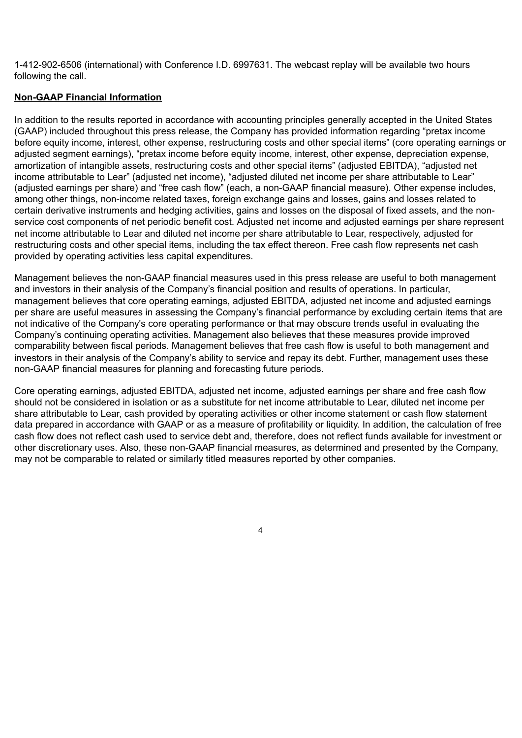1-412-902-6506 (international) with Conference I.D. 6997631. The webcast replay will be available two hours following the call.

**Non-GAAP Financial Information**

In addition to the results reported in accordance with accounting principles generally accepted in the United States (GAAP) included throughout this press release, the Company has provided information regarding "pretax income before equity income, interest, other expense, restructuring costs and other special items" (core operating earnings or adjusted segment earnings), "pretax income before equity income, interest, other expense, depreciation expense, amortization of intangible assets, restructuring costs and other special items" (adjusted EBITDA), "adjusted net income attributable to Lear" (adjusted net income), "adjusted diluted net income per share attributable to Lear" (adjusted earnings per share) and "free cash flow" (each, a non-GAAP financial measure). Other expense includes, among other things, non-income related taxes, foreign exchange gains and losses, gains and losses related to certain derivative instruments and hedging activities, gains and losses on the disposal of fixed assets, and the non-service cost components of net periodic benefit cost. Adjusted net income and adjusted earnings per share represent net income attributable to Lear and diluted net income per share attributable to Lear, respectively, adjusted for restructuring costs and other special items, including the tax effect thereon. Free cash flow represents net cash provided by operating activities less capital expenditures.

Management believes the non-GAAP financial measures used in this press release are useful to both management and investors in their analysis of the Company's financial position and results of operations. In particular, management believes that core operating earnings, adjusted EBITDA, adjusted net income and adjusted earnings per share are useful measures in assessing the Company's financial performance by excluding certain items that are not indicative of the Company's core operating performance or that may obscure trends useful in evaluating the Company's continuing operating activities. Management also believes that these measures provide improved comparability between fiscal periods. Management believes that free cash flow is useful to both management and investors in their analysis of the Company's ability to service and repay its debt. Further, management uses these non-GAAP financial measures for planning and forecasting future periods.

Core operating earnings, adjusted EBITDA, adjusted net income, adjusted earnings per share and free cash flow should not be considered in isolation or as a substitute for net income attributable to Lear, diluted net income per share attributable to Lear, cash provided by operating activities or other income statement or cash flow statement data prepared in accordance with GAAP or as a measure of profitability or liquidity. In addition, the calculation of free cash flow does not reflect cash used to service debt and, therefore, does not reflect funds available for investment or other discretionary uses. Also, these non-GAAP financial measures, as determined and presented by the Company, may not be comparable to related or similarly titled measures reported by other companies.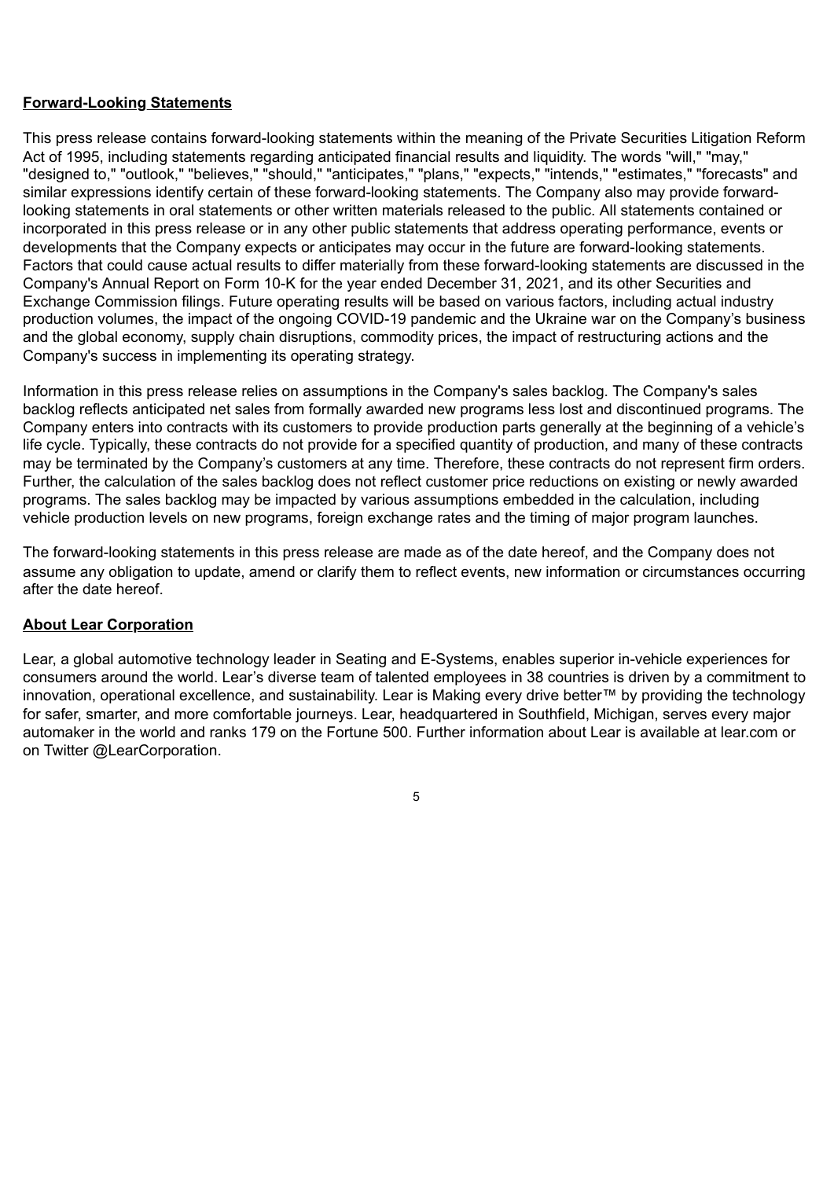**Forward-Looking Statements**

This press release contains forward-looking statements within the meaning of the Private Securities Litigation Reform Act of 1995, including statements regarding anticipated financial results and liquidity. The words "will," "may," "designed to," "outlook," "believes," "should," "anticipates," "plans," "expects," "intends," "estimates," "forecasts" and similar expressions identify certain of these forward-looking statements. The Company also may provide forward-looking statements in oral statements or other written materials released to the public. All statements contained or incorporated in this press release or in any other public statements that address operating performance, events or developments that the Company expects or anticipates may occur in the future are forward-looking statements. Factors that could cause actual results to differ materially from these forward-looking statements are discussed in the Company's Annual Report on Form 10-K for the year ended December 31, 2021, and its other Securities and Exchange Commission filings. Future operating results will be based on various factors, including actual industry production volumes, the impact of the ongoing COVID-19 pandemic and the Ukraine war on the Company's business and the global economy, supply chain disruptions, commodity prices, the impact of restructuring actions and the Company's success in implementing its operating strategy.

Information in this press release relies on assumptions in the Company's sales backlog. The Company's sales backlog reflects anticipated net sales from formally awarded new programs less lost and discontinued programs. The Company enters into contracts with its customers to provide production parts generally at the beginning of a vehicle's life cycle. Typically, these contracts do not provide for a specified quantity of production, and many of these contracts may be terminated by the Company's customers at any time. Therefore, these contracts do not represent firm orders. Further, the calculation of the sales backlog does not reflect customer price reductions on existing or newly awarded programs. The sales backlog may be impacted by various assumptions embedded in the calculation, including vehicle production levels on new programs, foreign exchange rates and the timing of major program launches.

The forward-looking statements in this press release are made as of the date hereof, and the Company does not assume any obligation to update, amend or clarify them to reflect events, new information or circumstances occurring after the date hereof.

**About Lear Corporation**

Lear, a global automotive technology leader in Seating and E-Systems, enables superior in-vehicle experiences for consumers around the world. Lear's diverse team of talented employees in 38 countries is driven by a commitment to innovation, operational excellence, and sustainability. Lear is Making every drive better™ by providing the technology for safer, smarter, and more comfortable journeys. Lear, headquartered in Southfield, Michigan, serves every major automaker in the world and ranks 179 on the Fortune 500. Further information about Lear is available at lear.com or on Twitter @LearCorporation.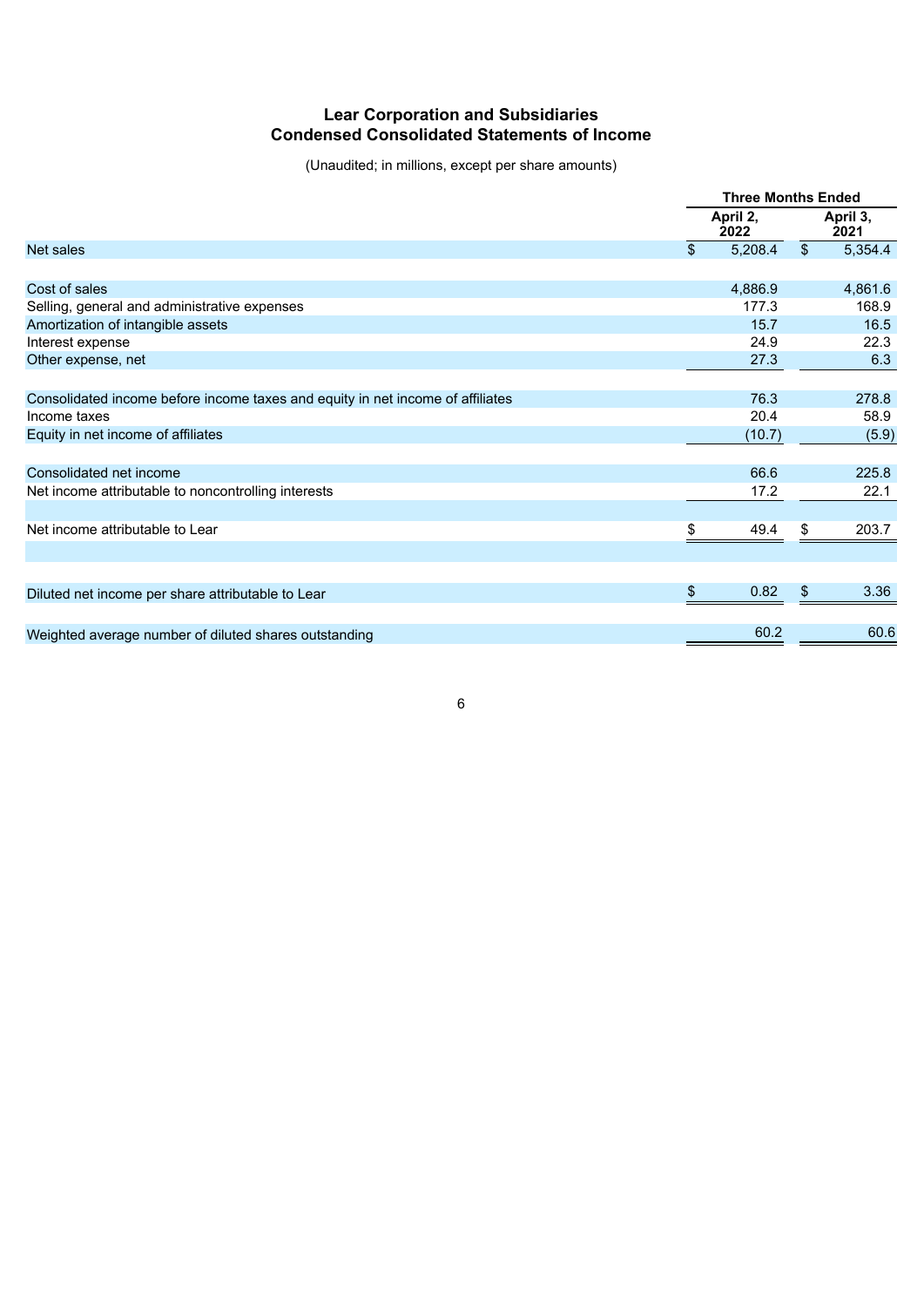# Lear Corporation and Subsidiaries
## Condensed Consolidated Statements of Income

(Unaudited; in millions, except per share amounts)

| | Three Months Ended | |
|---|---|---|
| | April 2, 2022 | April 3, 2021 |
| Net sales | $ 5,208.4 | $ 5,354.4 |
| | | |
| Cost of sales | 4,886.9 | 4,861.6 |
| Selling, general and administrative expenses | 177.3 | 168.9 |
| Amortization of intangible assets | 15.7 | 16.5 |
| Interest expense | 24.9 | 22.3 |
| Other expense, net | 27.3 | 6.3 |
| | | |
| Consolidated income before income taxes and equity in net income of affiliates | 76.3 | 278.8 |
| Income taxes | 20.4 | 58.9 |
| Equity in net income of affiliates | (10.7) | (5.9) |
| | | |
| Consolidated net income | 66.6 | 225.8 |
| Net income attributable to noncontrolling interests | 17.2 | 22.1 |
| | | |
| Net income attributable to Lear | $ 49.4 | $ 203.7 |
| | | |
| Diluted net income per share attributable to Lear | $ 0.82 | $ 3.36 |
| | | |
| Weighted average number of diluted shares outstanding | 60.2 | 60.6 |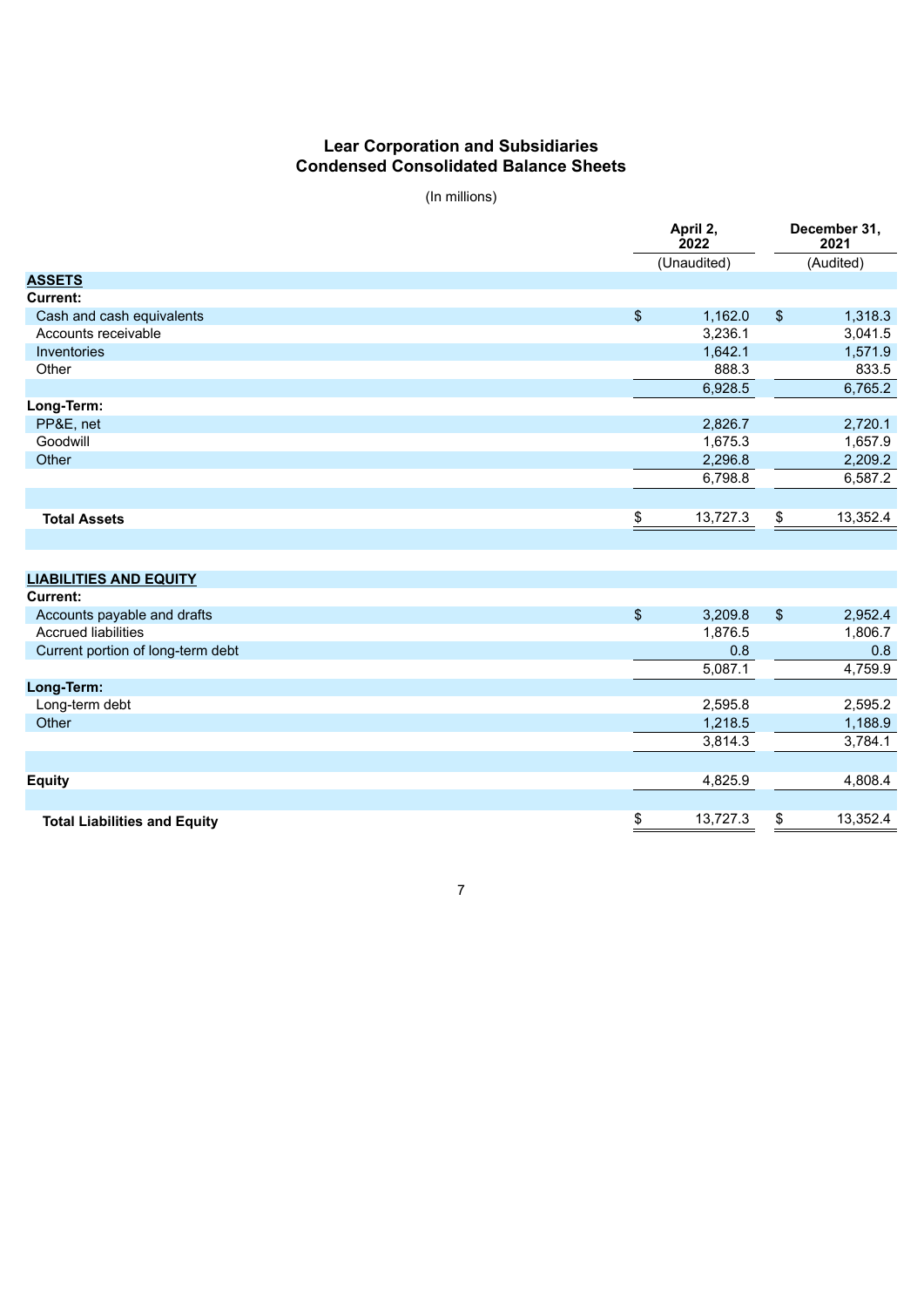# Lear Corporation and Subsidiaries
## Condensed Consolidated Balance Sheets

(In millions)

| | April 2, 2022 | December 31, 2021 |
|---|---|---|
| | (Unaudited) | (Audited) |
| **ASSETS** | | |
| **Current:** | | |
| Cash and cash equivalents | $ 1,162.0 | $ 1,318.3 |
| Accounts receivable | 3,236.1 | 3,041.5 |
| Inventories | 1,642.1 | 1,571.9 |
| Other | 888.3 | 833.5 |
| | 6,928.5 | 6,765.2 |
| **Long-Term:** | | |
| PP&E, net | 2,826.7 | 2,720.1 |
| Goodwill | 1,675.3 | 1,657.9 |
| Other | 2,296.8 | 2,209.2 |
| | 6,798.8 | 6,587.2 |
| **Total Assets** | $ 13,727.3 | $ 13,352.4 |
| **LIABILITIES AND EQUITY** | | |
| **Current:** | | |
| Accounts payable and drafts | $ 3,209.8 | $ 2,952.4 |
| Accrued liabilities | 1,876.5 | 1,806.7 |
| Current portion of long-term debt | 0.8 | 0.8 |
| | 5,087.1 | 4,759.9 |
| **Long-Term:** | | |
| Long-term debt | 2,595.8 | 2,595.2 |
| Other | 1,218.5 | 1,188.9 |
| | 3,814.3 | 3,784.1 |
| **Equity** | 4,825.9 | 4,808.4 |
| **Total Liabilities and Equity** | $ 13,727.3 | $ 13,352.4 |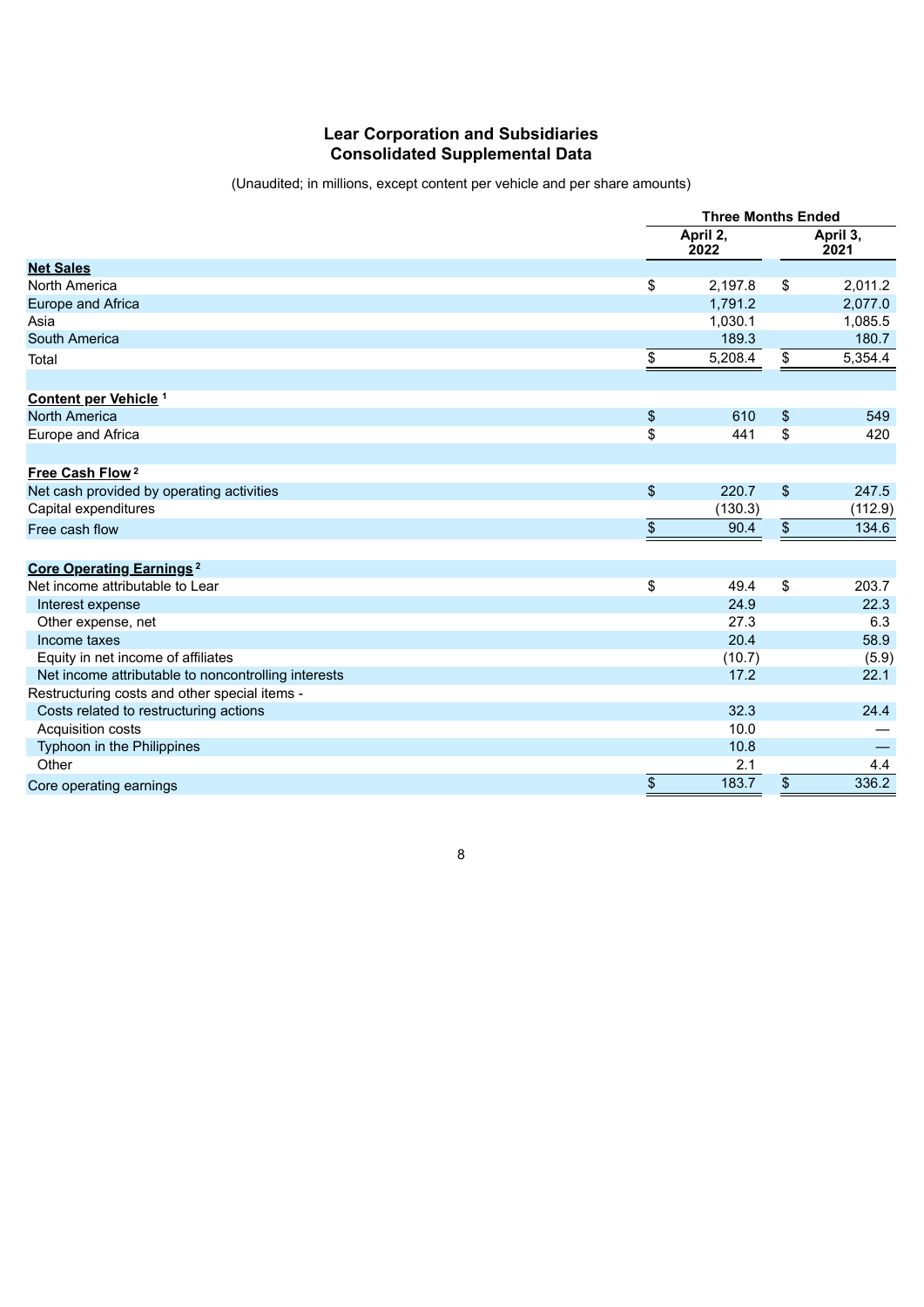# Lear Corporation and Subsidiaries
## Consolidated Supplemental Data

(Unaudited; in millions, except content per vehicle and per share amounts)

| | Three Months Ended | |
|---|---|---|
| | April 2, 2022 | April 3, 2021 |
| **Net Sales** | | |
| North America | $ 2,197.8 | $ 2,011.2 |
| Europe and Africa | 1,791.2 | 2,077.0 |
| Asia | 1,030.1 | 1,085.5 |
| South America | 189.3 | 180.7 |
| Total | $ 5,208.4 | $ 5,354.4 |
| | | |
| **Content per Vehicle** [1] | | |
| North America | $ 610 | $ 549 |
| Europe and Africa | $ 441 | $ 420 |
| | | |
| **Free Cash Flow** [2] | | |
| Net cash provided by operating activities | $ 220.7 | $ 247.5 |
| Capital expenditures | (130.3) | (112.9) |
| Free cash flow | $ 90.4 | $ 134.6 |
| | | |
| **Core Operating Earnings** [2] | | |
| Net income attributable to Lear | $ 49.4 | $ 203.7 |
| Interest expense | 24.9 | 22.3 |
| Other expense, net | 27.3 | 6.3 |
| Income taxes | 20.4 | 58.9 |
| Equity in net income of affiliates | (10.7) | (5.9) |
| Net income attributable to noncontrolling interests | 17.2 | 22.1 |
| Restructuring costs and other special items - | | |
| Costs related to restructuring actions | 32.3 | 24.4 |
| Acquisition costs | 10.0 | — |
| Typhoon in the Philippines | 10.8 | — |
| Other | 2.1 | 4.4 |
| Core operating earnings | $ 183.7 | $ 336.2 |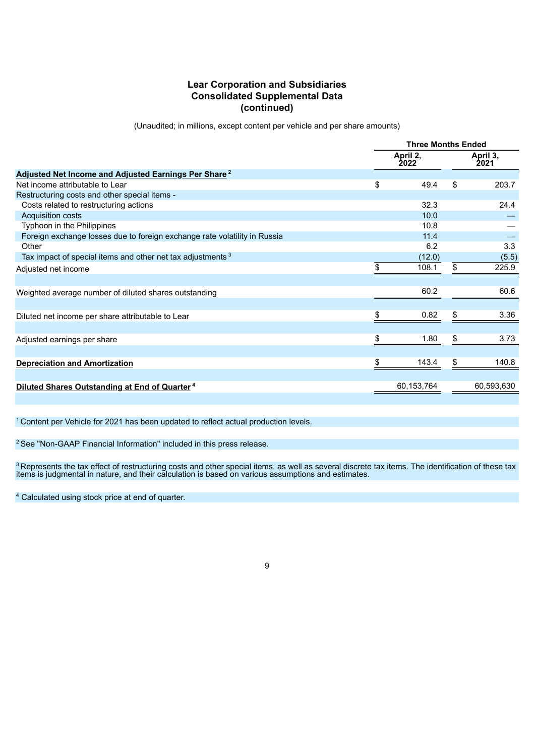# Lear Corporation and Subsidiaries
# Consolidated Supplemental Data
# (continued)

(Unaudited; in millions, except content per vehicle and per share amounts)

| | Three Months Ended | |
|---|---|---|
| | April 2, 2022 | April 3, 2021 |
| **Adjusted Net Income and Adjusted Earnings Per Share** [2] | | |
| Net income attributable to Lear | $ 49.4 | $ 203.7 |
| Restructuring costs and other special items - | | |
| Costs related to restructuring actions | 32.3 | 24.4 |
| Acquisition costs | 10.0 | — |
| Typhoon in the Philippines | 10.8 | — |
| Foreign exchange losses due to foreign exchange rate volatility in Russia | 11.4 | — |
| Other | 6.2 | 3.3 |
| Tax impact of special items and other net tax adjustments [3] | (12.0) | (5.5) |
| Adjusted net income | $ 108.1 | $ 225.9 |
| Weighted average number of diluted shares outstanding | 60.2 | 60.6 |
| Diluted net income per share attributable to Lear | $ 0.82 | $ 3.36 |
| Adjusted earnings per share | $ 1.80 | $ 3.73 |
| **Depreciation and Amortization** | $ 143.4 | $ 140.8 |
| **Diluted Shares Outstanding at End of Quarter** [4] | 60,153,764 | 60,593,630 |

[1] Content per Vehicle for 2021 has been updated to reflect actual production levels.

[2] See "Non-GAAP Financial Information" included in this press release.

[3] Represents the tax effect of restructuring costs and other special items, as well as several discrete tax items. The identification of these tax items is judgmental in nature, and their calculation is based on various assumptions and estimates.

[4] Calculated using stock price at end of quarter.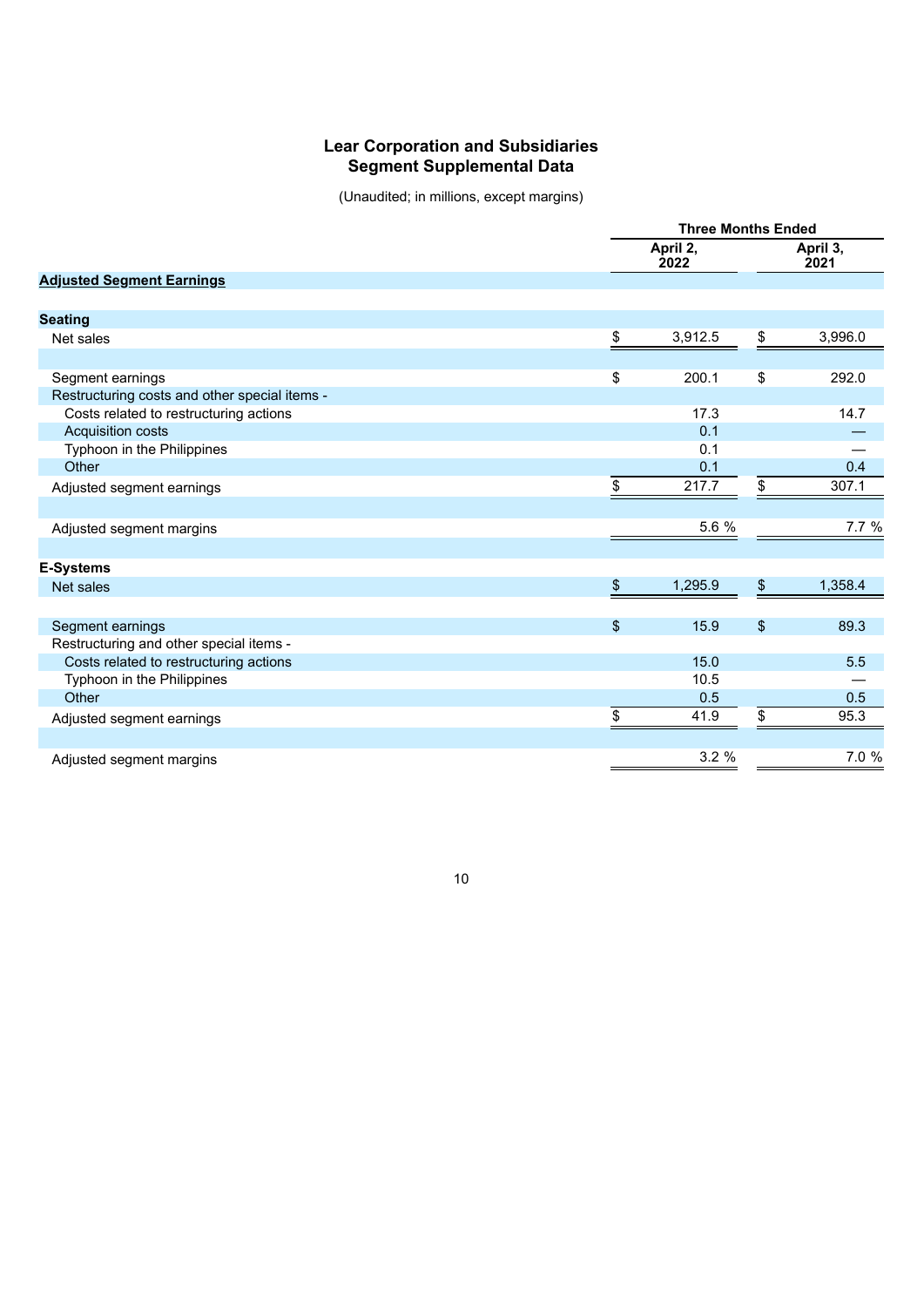# Lear Corporation and Subsidiaries
## Segment Supplemental Data

(Unaudited; in millions, except margins)

| | Three Months Ended | |
|---|---|---|
| | April 2, 2022 | April 3, 2021 |
| **Adjusted Segment Earnings** | | |
| **Seating** | | |
| Net sales | $ 3,912.5 | $ 3,996.0 |
| Segment earnings | $ 200.1 | $ 292.0 |
| Restructuring costs and other special items - | | |
| Costs related to restructuring actions | 17.3 | 14.7 |
| Acquisition costs | 0.1 | — |
| Typhoon in the Philippines | 0.1 | — |
| Other | 0.1 | 0.4 |
| Adjusted segment earnings | $ 217.7 | $ 307.1 |
| Adjusted segment margins | 5.6 % | 7.7 % |
| **E-Systems** | | |
| Net sales | $ 1,295.9 | $ 1,358.4 |
| Segment earnings | $ 15.9 | $ 89.3 |
| Restructuring and other special items - | | |
| Costs related to restructuring actions | 15.0 | 5.5 |
| Typhoon in the Philippines | 10.5 | — |
| Other | 0.5 | 0.5 |
| Adjusted segment earnings | $ 41.9 | $ 95.3 |
| Adjusted segment margins | 3.2 % | 7.0 % |